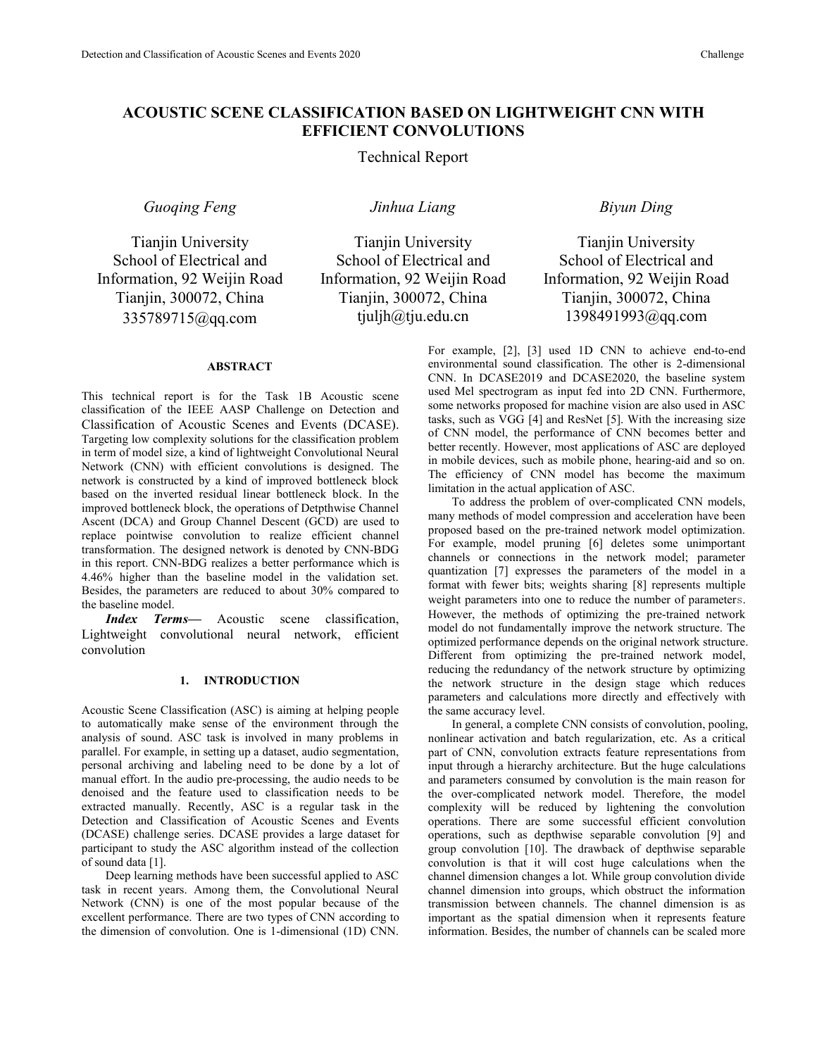# ACOUSTIC SCENE CLASSIFICATION BASED ON LIGHTWEIGHT CNN WITH EFFICIENT CONVOLUTIONS

Technical Report

*Guoqing Feng*

Tianjin University
School of Electrical and Information, 92 Weijin Road
Tianjin, 300072, China
335789715@qq.com

*Jinhua Liang*

Tianjin University
School of Electrical and Information, 92 Weijin Road
Tianjin, 300072, China
tjuljh@tju.edu.cn

*Biyun Ding*

Tianjin University
School of Electrical and Information, 92 Weijin Road
Tianjin, 300072, China
1398491993@qq.com

## ABSTRACT

This technical report is for the Task 1B Acoustic scene classification of the IEEE AASP Challenge on Detection and Classification of Acoustic Scenes and Events (DCASE). Targeting low complexity solutions for the classification problem in term of model size, a kind of lightweight Convolutional Neural Network (CNN) with efficient convolutions is designed. The network is constructed by a kind of improved bottleneck block based on the inverted residual linear bottleneck block. In the improved bottleneck block, the operations of Detpthwise Channel Ascent (DCA) and Group Channel Descent (GCD) are used to replace pointwise convolution to realize efficient channel transformation. The designed network is denoted by CNN-BDG in this report. CNN-BDG realizes a better performance which is 4.46% higher than the baseline model in the validation set. Besides, the parameters are reduced to about 30% compared to the baseline model.

***Index Terms*—** Acoustic scene classification, Lightweight convolutional neural network, efficient convolution

## 1. INTRODUCTION

Acoustic Scene Classification (ASC) is aiming at helping people to automatically make sense of the environment through the analysis of sound. ASC task is involved in many problems in parallel. For example, in setting up a dataset, audio segmentation, personal archiving and labeling need to be done by a lot of manual effort. In the audio pre-processing, the audio needs to be denoised and the feature used to classification needs to be extracted manually. Recently, ASC is a regular task in the Detection and Classification of Acoustic Scenes and Events (DCASE) challenge series. DCASE provides a large dataset for participant to study the ASC algorithm instead of the collection of sound data [1].

Deep learning methods have been successful applied to ASC task in recent years. Among them, the Convolutional Neural Network (CNN) is one of the most popular because of the excellent performance. There are two types of CNN according to the dimension of convolution. One is 1-dimensional (1D) CNN. For example, [2], [3] used 1D CNN to achieve end-to-end environmental sound classification. The other is 2-dimensional CNN. In DCASE2019 and DCASE2020, the baseline system used Mel spectrogram as input fed into 2D CNN. Furthermore, some networks proposed for machine vision are also used in ASC tasks, such as VGG [4] and ResNet [5]. With the increasing size of CNN model, the performance of CNN becomes better and better recently. However, most applications of ASC are deployed in mobile devices, such as mobile phone, hearing-aid and so on. The efficiency of CNN model has become the maximum limitation in the actual application of ASC.

To address the problem of over-complicated CNN models, many methods of model compression and acceleration have been proposed based on the pre-trained network model optimization. For example, model pruning [6] deletes some unimportant channels or connections in the network model; parameter quantization [7] expresses the parameters of the model in a format with fewer bits; weights sharing [8] represents multiple weight parameters into one to reduce the number of parameters. However, the methods of optimizing the pre-trained network model do not fundamentally improve the network structure. The optimized performance depends on the original network structure. Different from optimizing the pre-trained network model, reducing the redundancy of the network structure by optimizing the network structure in the design stage which reduces parameters and calculations more directly and effectively with the same accuracy level.

In general, a complete CNN consists of convolution, pooling, nonlinear activation and batch regularization, etc. As a critical part of CNN, convolution extracts feature representations from input through a hierarchy architecture. But the huge calculations and parameters consumed by convolution is the main reason for the over-complicated network model. Therefore, the model complexity will be reduced by lightening the convolution operations. There are some successful efficient convolution operations, such as depthwise separable convolution [9] and group convolution [10]. The drawback of depthwise separable convolution is that it will cost huge calculations when the channel dimension changes a lot. While group convolution divide channel dimension into groups, which obstruct the information transmission between channels. The channel dimension is as important as the spatial dimension when it represents feature information. Besides, the number of channels can be scaled more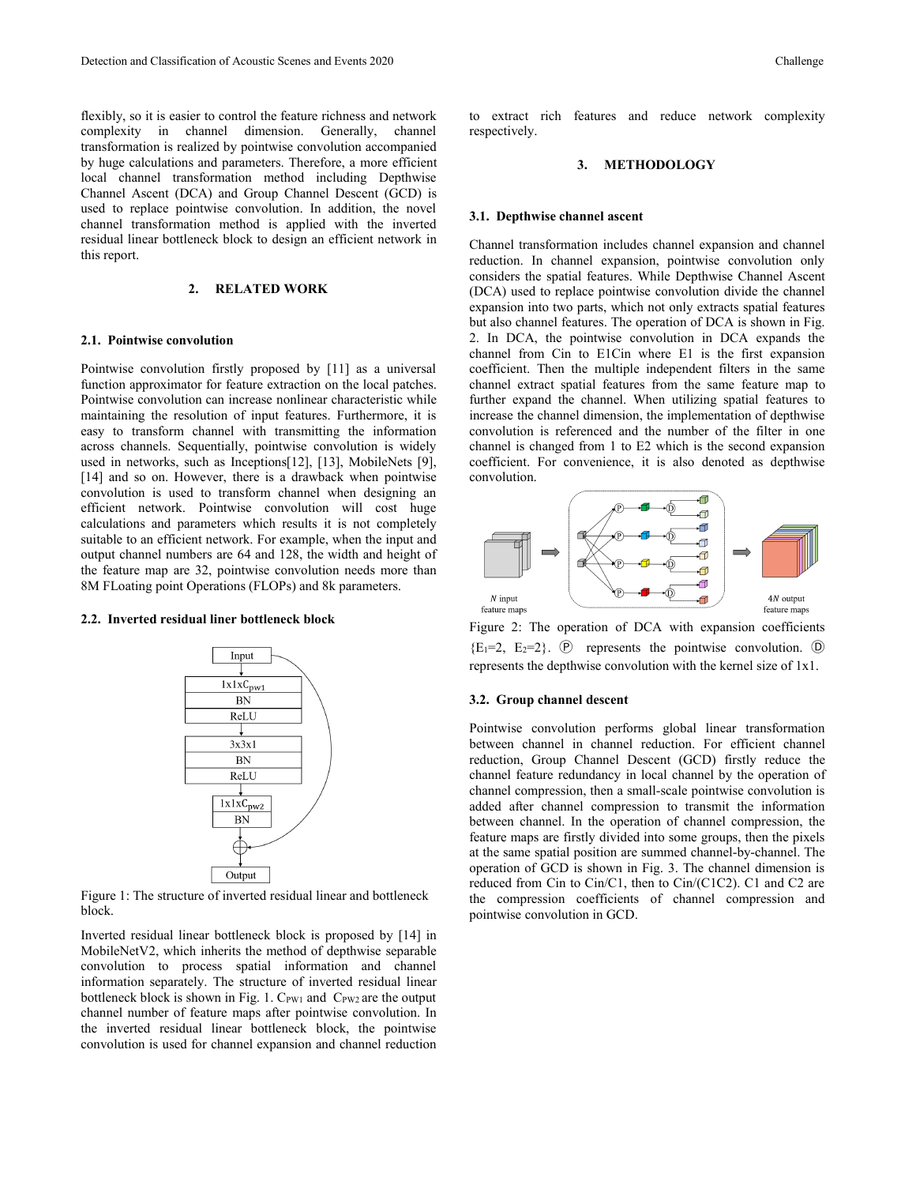flexibly, so it is easier to control the feature richness and network complexity in channel dimension. Generally, channel transformation is realized by pointwise convolution accompanied by huge calculations and parameters. Therefore, a more efficient local channel transformation method including Depthwise Channel Ascent (DCA) and Group Channel Descent (GCD) is used to replace pointwise convolution. In addition, the novel channel transformation method is applied with the inverted residual linear bottleneck block to design an efficient network in this report.

## 2. RELATED WORK

### 2.1. Pointwise convolution

Pointwise convolution firstly proposed by [11] as a universal function approximator for feature extraction on the local patches. Pointwise convolution can increase nonlinear characteristic while maintaining the resolution of input features. Furthermore, it is easy to transform channel with transmitting the information across channels. Sequentially, pointwise convolution is widely used in networks, such as Inceptions[12], [13], MobileNets [9], [14] and so on. However, there is a drawback when pointwise convolution is used to transform channel when designing an efficient network. Pointwise convolution will cost huge calculations and parameters which results it is not completely suitable to an efficient network. For example, when the input and output channel numbers are 64 and 128, the width and height of the feature map are 32, pointwise convolution needs more than 8M FLoating point Operations (FLOPs) and 8k parameters.

### 2.2. Inverted residual liner bottleneck block

Figure 1: The structure of inverted residual linear and bottleneck block.

Inverted residual linear bottleneck block is proposed by [14] in MobileNetV2, which inherits the method of depthwise separable convolution to process spatial information and channel information separately. The structure of inverted residual linear bottleneck block is shown in Fig. 1. $C_{PW1}$ and $C_{PW2}$ are the output channel number of feature maps after pointwise convolution. In the inverted residual linear bottleneck block, the pointwise convolution is used for channel expansion and channel reduction to extract rich features and reduce network complexity respectively.

## 3. METHODOLOGY

### 3.1. Depthwise channel ascent

Channel transformation includes channel expansion and channel reduction. In channel expansion, pointwise convolution only considers the spatial features. While Depthwise Channel Ascent (DCA) used to replace pointwise convolution divide the channel expansion into two parts, which not only extracts spatial features but also channel features. The operation of DCA is shown in Fig. 2. In DCA, the pointwise convolution in DCA expands the channel from Cin to E1Cin where E1 is the first expansion coefficient. Then the multiple independent filters in the same channel extract spatial features from the same feature map to further expand the channel. When utilizing spatial features to increase the channel dimension, the implementation of depthwise convolution is referenced and the number of the filter in one channel is changed from 1 to E2 which is the second expansion coefficient. For convenience, it is also denoted as depthwise convolution.

Figure 2: The operation of DCA with expansion coefficients $\{E_1=2,\ E_2=2\}$. Ⓟ represents the pointwise convolution. Ⓓ represents the depthwise convolution with the kernel size of 1x1.

### 3.2. Group channel descent

Pointwise convolution performs global linear transformation between channel in channel reduction. For efficient channel reduction, Group Channel Descent (GCD) firstly reduce the channel feature redundancy in local channel by the operation of channel compression, then a small-scale pointwise convolution is added after channel compression to transmit the information between channel. In the operation of channel compression, the feature maps are firstly divided into some groups, then the pixels at the same spatial position are summed channel-by-channel. The operation of GCD is shown in Fig. 3. The channel dimension is reduced from Cin to Cin/C1, then to Cin/(C1C2). C1 and C2 are the compression coefficients of channel compression and pointwise convolution in GCD.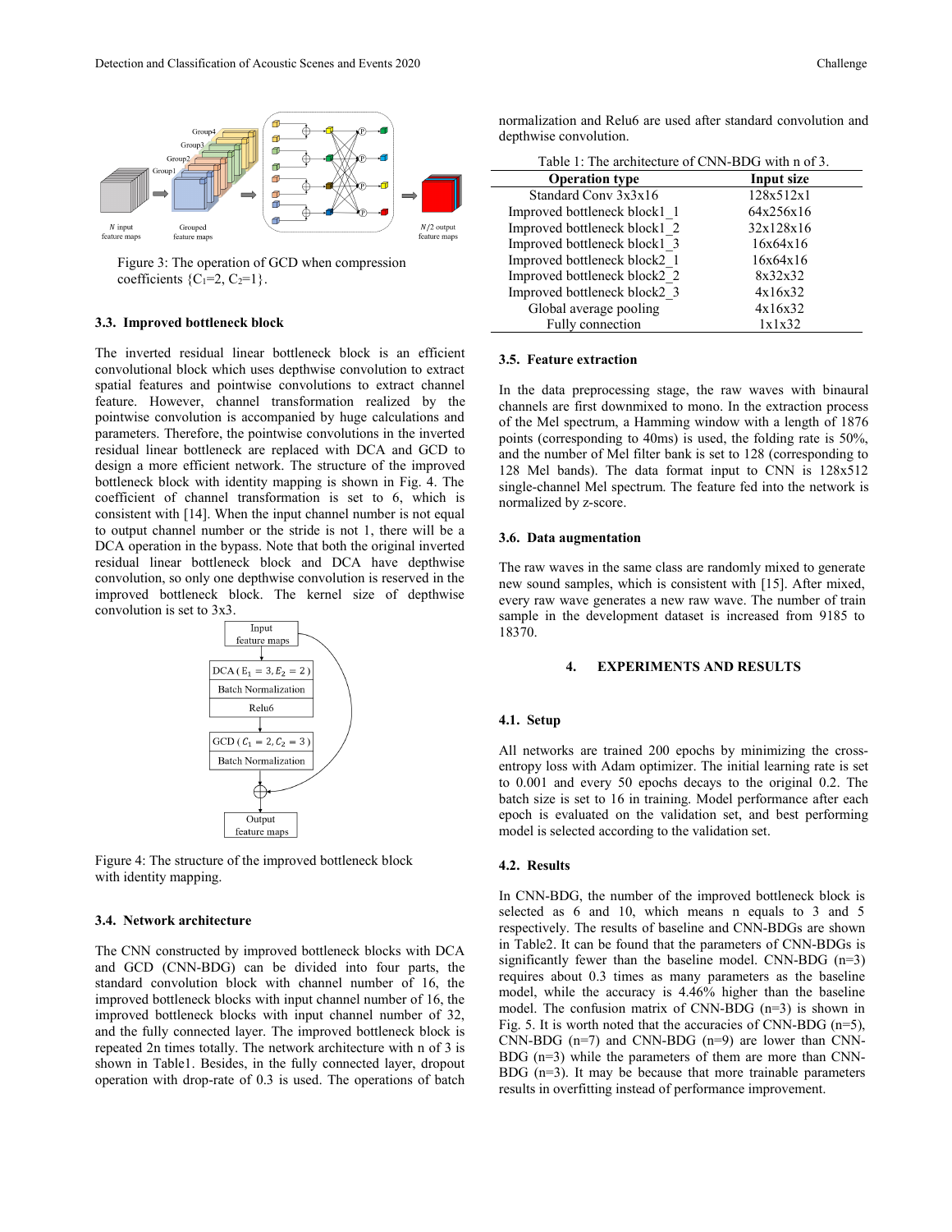Figure 3: The operation of GCD when compression coefficients {$C_1$=2, $C_2$=1}.

### 3.3. Improved bottleneck block

The inverted residual linear bottleneck block is an efficient convolutional block which uses depthwise convolution to extract spatial features and pointwise convolutions to extract channel feature. However, channel transformation realized by the pointwise convolution is accompanied by huge calculations and parameters. Therefore, the pointwise convolutions in the inverted residual linear bottleneck are replaced with DCA and GCD to design a more efficient network. The structure of the improved bottleneck block with identity mapping is shown in Fig. 4. The coefficient of channel transformation is set to 6, which is consistent with [14]. When the input channel number is not equal to output channel number or the stride is not 1, there will be a DCA operation in the bypass. Note that both the original inverted residual linear bottleneck block and DCA have depthwise convolution, so only one depthwise convolution is reserved in the improved bottleneck block. The kernel size of depthwise convolution is set to 3x3.

Figure 4: The structure of the improved bottleneck block with identity mapping.

### 3.4. Network architecture

The CNN constructed by improved bottleneck blocks with DCA and GCD (CNN-BDG) can be divided into four parts, the standard convolution block with channel number of 16, the improved bottleneck blocks with input channel number of 16, the improved bottleneck blocks with input channel number of 32, and the fully connected layer. The improved bottleneck block is repeated 2n times totally. The network architecture with n of 3 is shown in Table1. Besides, in the fully connected layer, dropout operation with drop-rate of 0.3 is used. The operations of batch normalization and Relu6 are used after standard convolution and depthwise convolution.

Table 1: The architecture of CNN-BDG with n of 3.

| Operation type | Input size |
|---|---|
| Standard Conv 3x3x16 | 128x512x1 |
| Improved bottleneck block1_1 | 64x256x16 |
| Improved bottleneck block1_2 | 32x128x16 |
| Improved bottleneck block1_3 | 16x64x16 |
| Improved bottleneck block2_1 | 16x64x16 |
| Improved bottleneck block2_2 | 8x32x32 |
| Improved bottleneck block2_3 | 4x16x32 |
| Global average pooling | 4x16x32 |
| Fully connection | 1x1x32 |

### 3.5. Feature extraction

In the data preprocessing stage, the raw waves with binaural channels are first downmixed to mono. In the extraction process of the Mel spectrum, a Hamming window with a length of 1876 points (corresponding to 40ms) is used, the folding rate is 50%, and the number of Mel filter bank is set to 128 (corresponding to 128 Mel bands). The data format input to CNN is 128x512 single-channel Mel spectrum. The feature fed into the network is normalized by z-score.

### 3.6. Data augmentation

The raw waves in the same class are randomly mixed to generate new sound samples, which is consistent with [15]. After mixed, every raw wave generates a new raw wave. The number of train sample in the development dataset is increased from 9185 to 18370.

## 4. EXPERIMENTS AND RESULTS

### 4.1. Setup

All networks are trained 200 epochs by minimizing the cross-entropy loss with Adam optimizer. The initial learning rate is set to 0.001 and every 50 epochs decays to the original 0.2. The batch size is set to 16 in training. Model performance after each epoch is evaluated on the validation set, and best performing model is selected according to the validation set.

### 4.2. Results

In CNN-BDG, the number of the improved bottleneck block is selected as 6 and 10, which means n equals to 3 and 5 respectively. The results of baseline and CNN-BDGs are shown in Table2. It can be found that the parameters of CNN-BDGs is significantly fewer than the baseline model. CNN-BDG (n=3) requires about 0.3 times as many parameters as the baseline model, while the accuracy is 4.46% higher than the baseline model. The confusion matrix of CNN-BDG (n=3) is shown in Fig. 5. It is worth noted that the accuracies of CNN-BDG (n=5), CNN-BDG (n=7) and CNN-BDG (n=9) are lower than CNN-BDG (n=3) while the parameters of them are more than CNN-BDG (n=3). It may be because that more trainable parameters results in overfitting instead of performance improvement.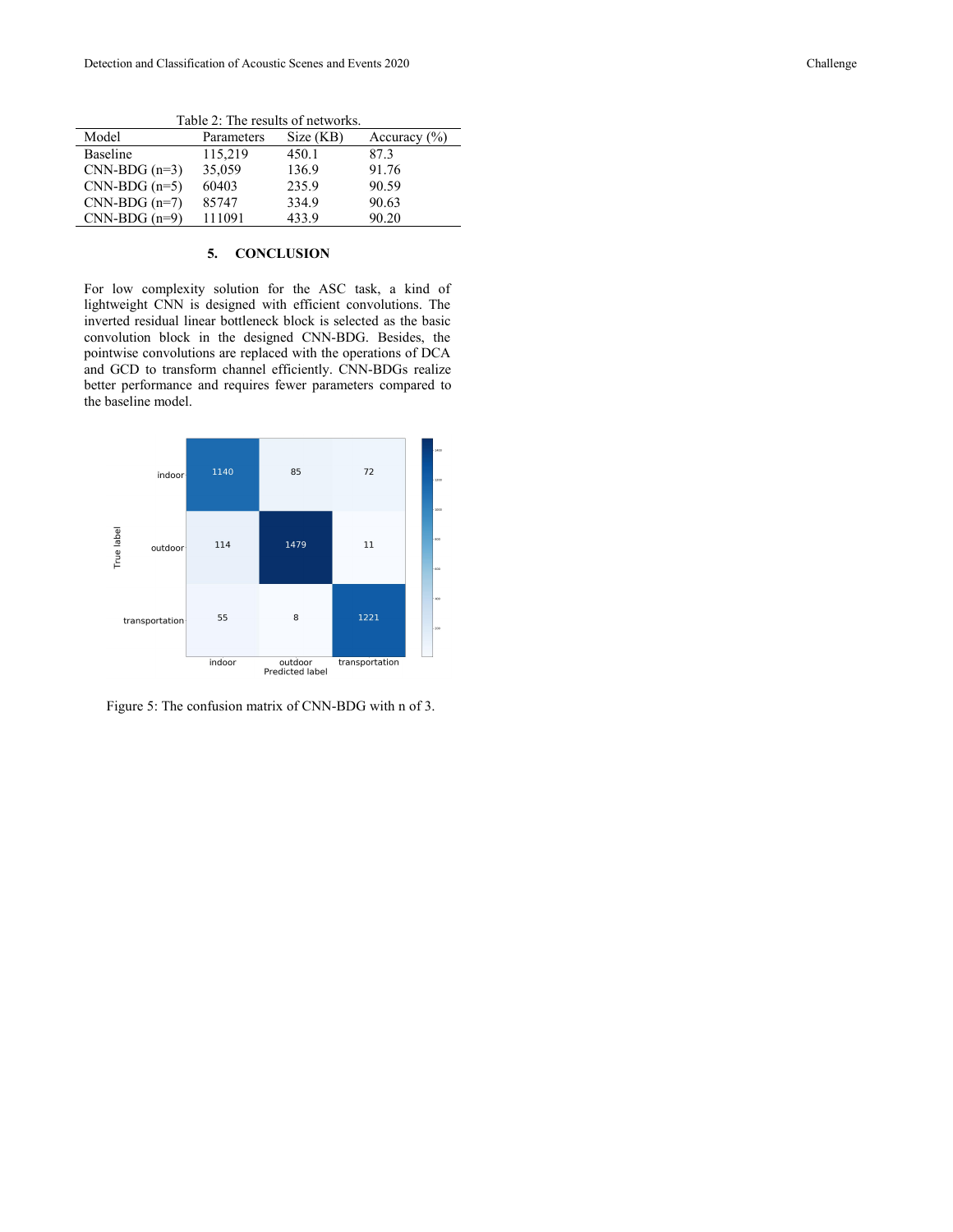Table 2: The results of networks.

| Model | Parameters | Size (KB) | Accuracy (%) |
|---|---|---|---|
| Baseline | 115,219 | 450.1 | 87.3 |
| CNN-BDG (n=3) | 35,059 | 136.9 | 91.76 |
| CNN-BDG (n=5) | 60403 | 235.9 | 90.59 |
| CNN-BDG (n=7) | 85747 | 334.9 | 90.63 |
| CNN-BDG (n=9) | 111091 | 433.9 | 90.20 |

## 5. CONCLUSION

For low complexity solution for the ASC task, a kind of lightweight CNN is designed with efficient convolutions. The inverted residual linear bottleneck block is selected as the basic convolution block in the designed CNN-BDG. Besides, the pointwise convolutions are replaced with the operations of DCA and GCD to transform channel efficiently. CNN-BDGs realize better performance and requires fewer parameters compared to the baseline model.

| True label \ Predicted label | indoor | outdoor | transportation |
|---|---|---|---|
| indoor | 1140 | 85 | 72 |
| outdoor | 114 | 1479 | 11 |
| transportation | 55 | 8 | 1221 |

Figure 5: The confusion matrix of CNN-BDG with n of 3.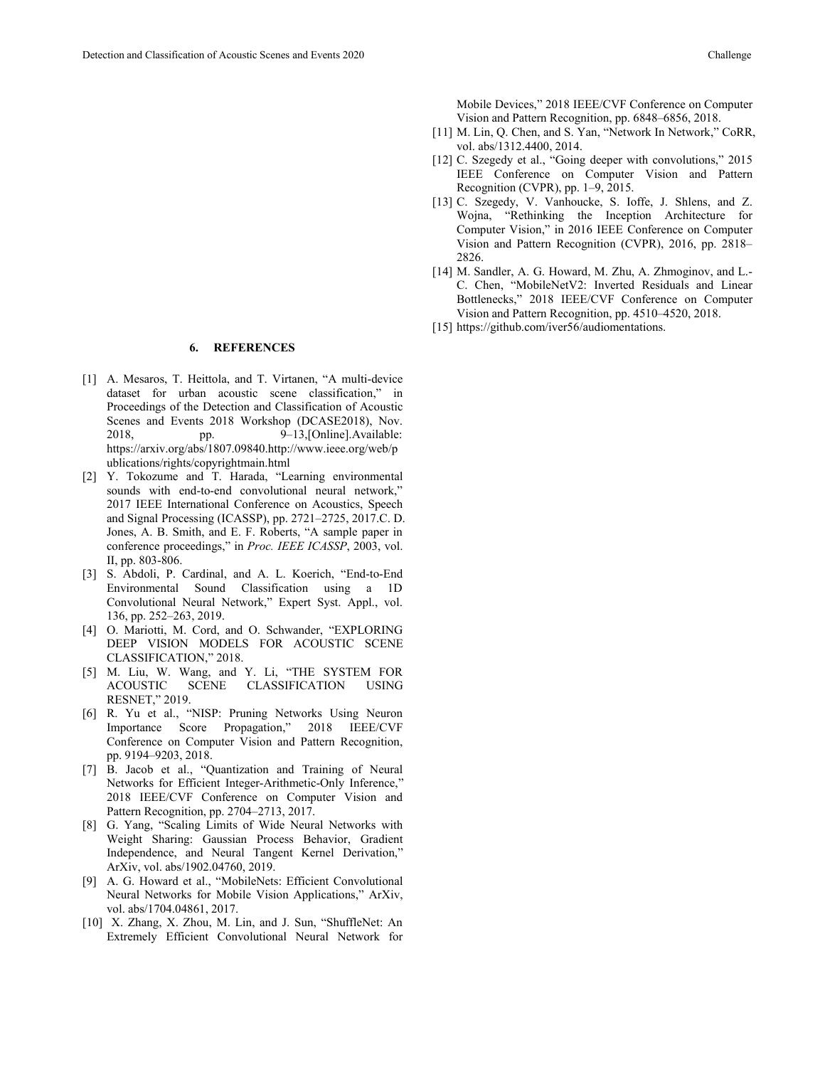## 6. REFERENCES

[1] A. Mesaros, T. Heittola, and T. Virtanen, "A multi-device dataset for urban acoustic scene classification," in Proceedings of the Detection and Classification of Acoustic Scenes and Events 2018 Workshop (DCASE2018), Nov. 2018, pp. 9–13,[Online].Available: https://arxiv.org/abs/1807.09840.http://www.ieee.org/web/publications/rights/copyrightmain.html

[2] Y. Tokozume and T. Harada, "Learning environmental sounds with end-to-end convolutional neural network," 2017 IEEE International Conference on Acoustics, Speech and Signal Processing (ICASSP), pp. 2721–2725, 2017.C. D. Jones, A. B. Smith, and E. F. Roberts, "A sample paper in conference proceedings," in *Proc. IEEE ICASSP*, 2003, vol. II, pp. 803-806.

[3] S. Abdoli, P. Cardinal, and A. L. Koerich, "End-to-End Environmental Sound Classification using a 1D Convolutional Neural Network," Expert Syst. Appl., vol. 136, pp. 252–263, 2019.

[4] O. Mariotti, M. Cord, and O. Schwander, "EXPLORING DEEP VISION MODELS FOR ACOUSTIC SCENE CLASSIFICATION," 2018.

[5] M. Liu, W. Wang, and Y. Li, "THE SYSTEM FOR ACOUSTIC SCENE CLASSIFICATION USING RESNET," 2019.

[6] R. Yu et al., "NISP: Pruning Networks Using Neuron Importance Score Propagation," 2018 IEEE/CVF Conference on Computer Vision and Pattern Recognition, pp. 9194–9203, 2018.

[7] B. Jacob et al., "Quantization and Training of Neural Networks for Efficient Integer-Arithmetic-Only Inference," 2018 IEEE/CVF Conference on Computer Vision and Pattern Recognition, pp. 2704–2713, 2017.

[8] G. Yang, "Scaling Limits of Wide Neural Networks with Weight Sharing: Gaussian Process Behavior, Gradient Independence, and Neural Tangent Kernel Derivation," ArXiv, vol. abs/1902.04760, 2019.

[9] A. G. Howard et al., "MobileNets: Efficient Convolutional Neural Networks for Mobile Vision Applications," ArXiv, vol. abs/1704.04861, 2017.

[10] X. Zhang, X. Zhou, M. Lin, and J. Sun, "ShuffleNet: An Extremely Efficient Convolutional Neural Network for Mobile Devices," 2018 IEEE/CVF Conference on Computer Vision and Pattern Recognition, pp. 6848–6856, 2018.

[11] M. Lin, Q. Chen, and S. Yan, "Network In Network," CoRR, vol. abs/1312.4400, 2014.

[12] C. Szegedy et al., "Going deeper with convolutions," 2015 IEEE Conference on Computer Vision and Pattern Recognition (CVPR), pp. 1–9, 2015.

[13] C. Szegedy, V. Vanhoucke, S. Ioffe, J. Shlens, and Z. Wojna, "Rethinking the Inception Architecture for Computer Vision," in 2016 IEEE Conference on Computer Vision and Pattern Recognition (CVPR), 2016, pp. 2818–2826.

[14] M. Sandler, A. G. Howard, M. Zhu, A. Zhmoginov, and L.-C. Chen, "MobileNetV2: Inverted Residuals and Linear Bottlenecks," 2018 IEEE/CVF Conference on Computer Vision and Pattern Recognition, pp. 4510–4520, 2018.

[15] https://github.com/iver56/audiomentations.